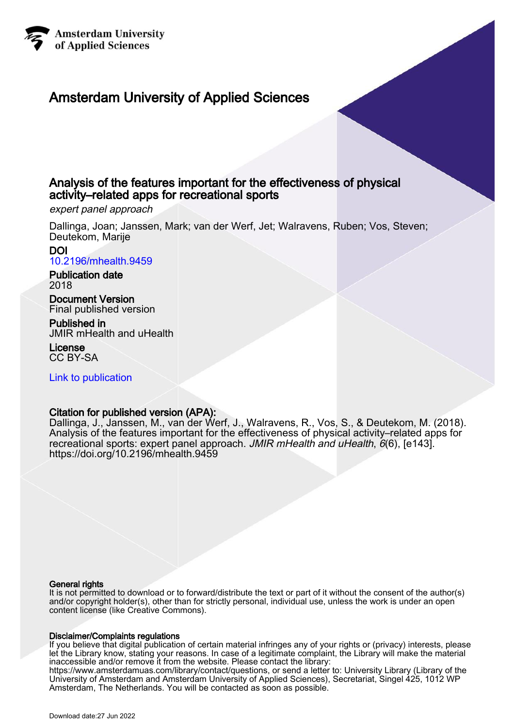Amsterdam University of Applied Sciences

# Amsterdam University of Applied Sciences

## Analysis of the features important for the effectiveness of physical activity–related apps for recreational sports

*expert panel approach*

Dallinga, Joan; Janssen, Mark; van der Werf, Jet; Walravens, Ruben; Vos, Steven; Deutekom, Marije

**DOI**
10.2196/mhealth.9459

**Publication date**
2018

**Document Version**
Final published version

**Published in**
JMIR mHealth and uHealth

**License**
CC BY-SA

Link to publication

**Citation for published version (APA):**
Dallinga, J., Janssen, M., van der Werf, J., Walravens, R., Vos, S., & Deutekom, M. (2018). Analysis of the features important for the effectiveness of physical activity–related apps for recreational sports: expert panel approach. *JMIR mHealth and uHealth*, *6*(6), [e143]. https://doi.org/10.2196/mhealth.9459

**General rights**
It is not permitted to download or to forward/distribute the text or part of it without the consent of the author(s) and/or copyright holder(s), other than for strictly personal, individual use, unless the work is under an open content license (like Creative Commons).

**Disclaimer/Complaints regulations**
If you believe that digital publication of certain material infringes any of your rights or (privacy) interests, please let the Library know, stating your reasons. In case of a legitimate complaint, the Library will make the material inaccessible and/or remove it from the website. Please contact the library: https://www.amsterdamuas.com/library/contact/questions, or send a letter to: University Library (Library of the University of Amsterdam and Amsterdam University of Applied Sciences), Secretariat, Singel 425, 1012 WP Amsterdam, The Netherlands. You will be contacted as soon as possible.

Download date:27 Jun 2022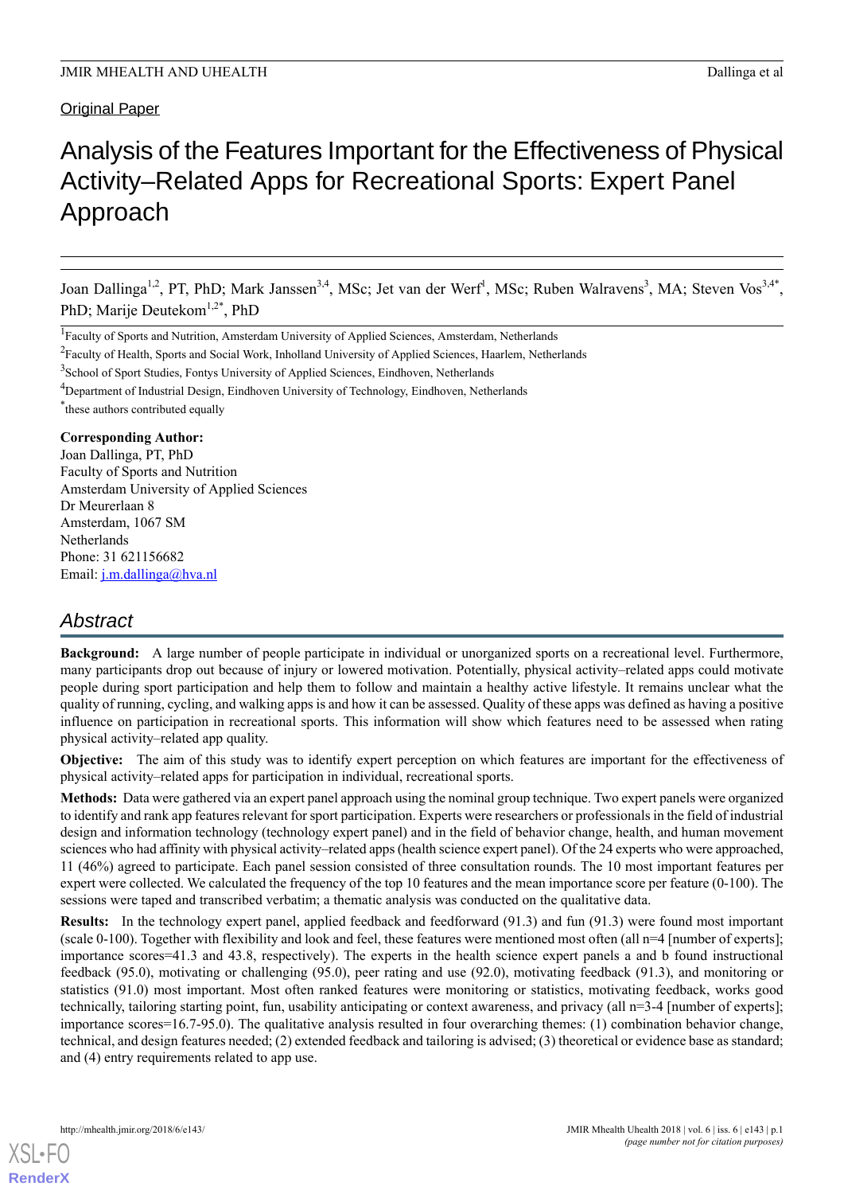Original Paper

# Analysis of the Features Important for the Effectiveness of Physical Activity–Related Apps for Recreational Sports: Expert Panel Approach

Joan Dallinga[1,2], PT, PhD; Mark Janssen[3,4], MSc; Jet van der Werf[1], MSc; Ruben Walravens[3], MA; Steven Vos[3,4*], PhD; Marije Deutekom[1,2*], PhD

[1]Faculty of Sports and Nutrition, Amsterdam University of Applied Sciences, Amsterdam, Netherlands

[2]Faculty of Health, Sports and Social Work, Inholland University of Applied Sciences, Haarlem, Netherlands

[3]School of Sport Studies, Fontys University of Applied Sciences, Eindhoven, Netherlands

[4]Department of Industrial Design, Eindhoven University of Technology, Eindhoven, Netherlands

[*]these authors contributed equally

**Corresponding Author:**
Joan Dallinga, PT, PhD
Faculty of Sports and Nutrition
Amsterdam University of Applied Sciences
Dr Meurerlaan 8
Amsterdam, 1067 SM
Netherlands
Phone: 31 621156682
Email: j.m.dallinga@hva.nl

## Abstract

**Background:** A large number of people participate in individual or unorganized sports on a recreational level. Furthermore, many participants drop out because of injury or lowered motivation. Potentially, physical activity–related apps could motivate people during sport participation and help them to follow and maintain a healthy active lifestyle. It remains unclear what the quality of running, cycling, and walking apps is and how it can be assessed. Quality of these apps was defined as having a positive influence on participation in recreational sports. This information will show which features need to be assessed when rating physical activity–related app quality.

**Objective:** The aim of this study was to identify expert perception on which features are important for the effectiveness of physical activity–related apps for participation in individual, recreational sports.

**Methods:** Data were gathered via an expert panel approach using the nominal group technique. Two expert panels were organized to identify and rank app features relevant for sport participation. Experts were researchers or professionals in the field of industrial design and information technology (technology expert panel) and in the field of behavior change, health, and human movement sciences who had affinity with physical activity–related apps (health science expert panel). Of the 24 experts who were approached, 11 (46%) agreed to participate. Each panel session consisted of three consultation rounds. The 10 most important features per expert were collected. We calculated the frequency of the top 10 features and the mean importance score per feature (0-100). The sessions were taped and transcribed verbatim; a thematic analysis was conducted on the qualitative data.

**Results:** In the technology expert panel, applied feedback and feedforward (91.3) and fun (91.3) were found most important (scale 0-100). Together with flexibility and look and feel, these features were mentioned most often (all n=4 [number of experts]; importance scores=41.3 and 43.8, respectively). The experts in the health science expert panels a and b found instructional feedback (95.0), motivating or challenging (95.0), peer rating and use (92.0), motivating feedback (91.3), and monitoring or statistics (91.0) most important. Most often ranked features were monitoring or statistics, motivating feedback, works good technically, tailoring starting point, fun, usability anticipating or context awareness, and privacy (all n=3-4 [number of experts]; importance scores=16.7-95.0). The qualitative analysis resulted in four overarching themes: (1) combination behavior change, technical, and design features needed; (2) extended feedback and tailoring is advised; (3) theoretical or evidence base as standard; and (4) entry requirements related to app use.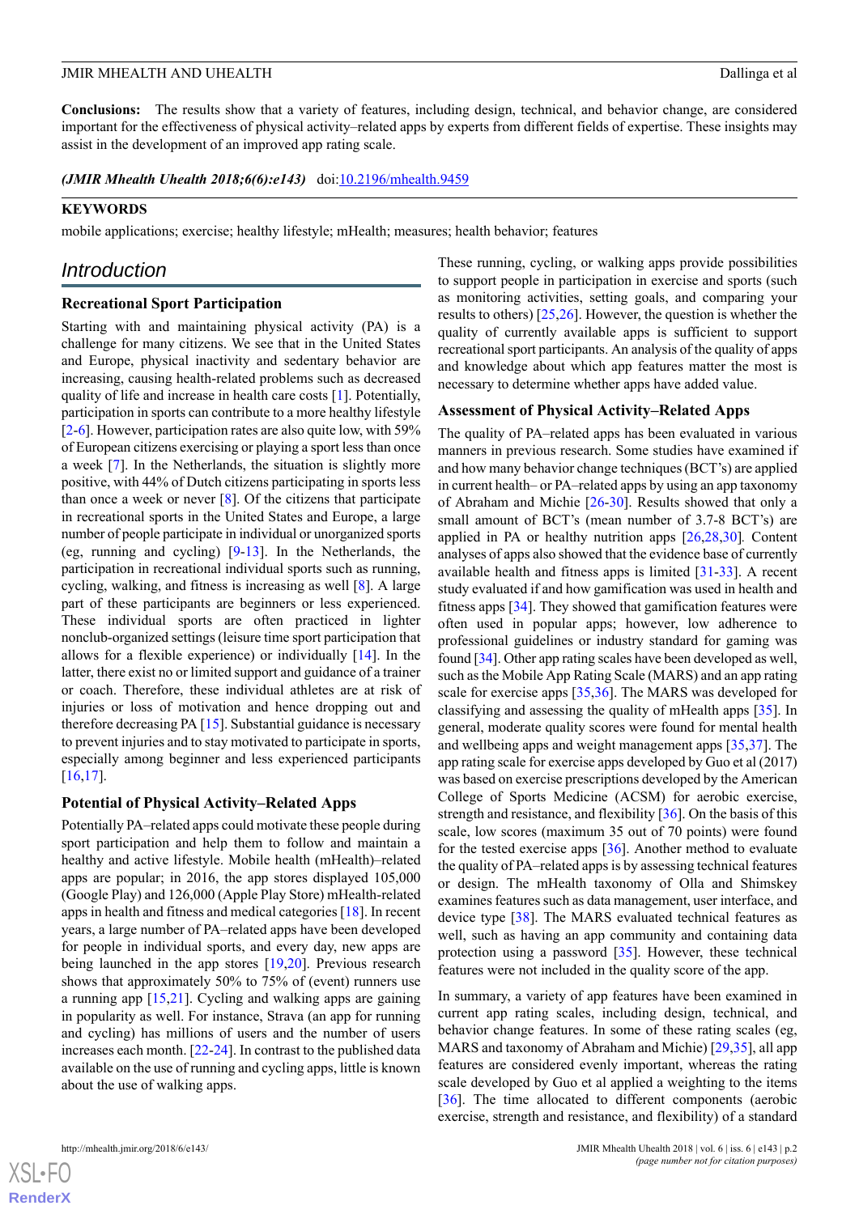**Conclusions:** The results show that a variety of features, including design, technical, and behavior change, are considered important for the effectiveness of physical activity–related apps by experts from different fields of expertise. These insights may assist in the development of an improved app rating scale.

***(JMIR Mhealth Uhealth 2018;6(6):e143)*** doi:10.2196/mhealth.9459

## KEYWORDS

mobile applications; exercise; healthy lifestyle; mHealth; measures; health behavior; features

## Introduction

### Recreational Sport Participation

Starting with and maintaining physical activity (PA) is a challenge for many citizens. We see that in the United States and Europe, physical inactivity and sedentary behavior are increasing, causing health-related problems such as decreased quality of life and increase in health care costs [1]. Potentially, participation in sports can contribute to a more healthy lifestyle [2-6]. However, participation rates are also quite low, with 59% of European citizens exercising or playing a sport less than once a week [7]. In the Netherlands, the situation is slightly more positive, with 44% of Dutch citizens participating in sports less than once a week or never [8]. Of the citizens that participate in recreational sports in the United States and Europe, a large number of people participate in individual or unorganized sports (eg, running and cycling) [9-13]. In the Netherlands, the participation in recreational individual sports such as running, cycling, walking, and fitness is increasing as well [8]. A large part of these participants are beginners or less experienced. These individual sports are often practiced in lighter nonclub-organized settings (leisure time sport participation that allows for a flexible experience) or individually [14]. In the latter, there exist no or limited support and guidance of a trainer or coach. Therefore, these individual athletes are at risk of injuries or loss of motivation and hence dropping out and therefore decreasing PA [15]. Substantial guidance is necessary to prevent injuries and to stay motivated to participate in sports, especially among beginner and less experienced participants [16,17].

### Potential of Physical Activity–Related Apps

Potentially PA–related apps could motivate these people during sport participation and help them to follow and maintain a healthy and active lifestyle. Mobile health (mHealth)–related apps are popular; in 2016, the app stores displayed 105,000 (Google Play) and 126,000 (Apple Play Store) mHealth-related apps in health and fitness and medical categories [18]. In recent years, a large number of PA–related apps have been developed for people in individual sports, and every day, new apps are being launched in the app stores [19,20]. Previous research shows that approximately 50% to 75% of (event) runners use a running app [15,21]. Cycling and walking apps are gaining in popularity as well. For instance, Strava (an app for running and cycling) has millions of users and the number of users increases each month. [22-24]. In contrast to the published data available on the use of running and cycling apps, little is known about the use of walking apps. These running, cycling, or walking apps provide possibilities to support people in participation in exercise and sports (such as monitoring activities, setting goals, and comparing your results to others) [25,26]. However, the question is whether the quality of currently available apps is sufficient to support recreational sport participants. An analysis of the quality of apps and knowledge about which app features matter the most is necessary to determine whether apps have added value.

### Assessment of Physical Activity–Related Apps

The quality of PA–related apps has been evaluated in various manners in previous research. Some studies have examined if and how many behavior change techniques (BCT's) are applied in current health– or PA–related apps by using an app taxonomy of Abraham and Michie [26-30]. Results showed that only a small amount of BCT's (mean number of 3.7-8 BCT's) are applied in PA or healthy nutrition apps [26,28,30]. Content analyses of apps also showed that the evidence base of currently available health and fitness apps is limited [31-33]. A recent study evaluated if and how gamification was used in health and fitness apps [34]. They showed that gamification features were often used in popular apps; however, low adherence to professional guidelines or industry standard for gaming was found [34]. Other app rating scales have been developed as well, such as the Mobile App Rating Scale (MARS) and an app rating scale for exercise apps [35,36]. The MARS was developed for classifying and assessing the quality of mHealth apps [35]. In general, moderate quality scores were found for mental health and wellbeing apps and weight management apps [35,37]. The app rating scale for exercise apps developed by Guo et al (2017) was based on exercise prescriptions developed by the American College of Sports Medicine (ACSM) for aerobic exercise, strength and resistance, and flexibility [36]. On the basis of this scale, low scores (maximum 35 out of 70 points) were found for the tested exercise apps [36]. Another method to evaluate the quality of PA–related apps is by assessing technical features or design. The mHealth taxonomy of Olla and Shimskey examines features such as data management, user interface, and device type [38]. The MARS evaluated technical features as well, such as having an app community and containing data protection using a password [35]. However, these technical features were not included in the quality score of the app.

In summary, a variety of app features have been examined in current app rating scales, including design, technical, and behavior change features. In some of these rating scales (eg, MARS and taxonomy of Abraham and Michie) [29,35], all app features are considered evenly important, whereas the rating scale developed by Guo et al applied a weighting to the items [36]. The time allocated to different components (aerobic exercise, strength and resistance, and flexibility) of a standard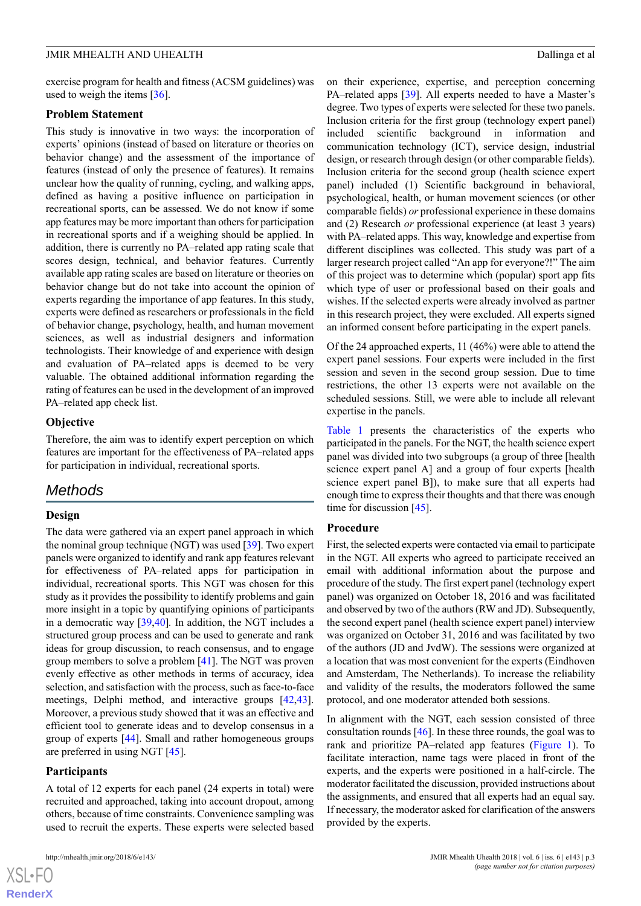exercise program for health and fitness (ACSM guidelines) was used to weigh the items [36].

### Problem Statement

This study is innovative in two ways: the incorporation of experts' opinions (instead of based on literature or theories on behavior change) and the assessment of the importance of features (instead of only the presence of features). It remains unclear how the quality of running, cycling, and walking apps, defined as having a positive influence on participation in recreational sports, can be assessed. We do not know if some app features may be more important than others for participation in recreational sports and if a weighing should be applied. In addition, there is currently no PA–related app rating scale that scores design, technical, and behavior features. Currently available app rating scales are based on literature or theories on behavior change but do not take into account the opinion of experts regarding the importance of app features. In this study, experts were defined as researchers or professionals in the field of behavior change, psychology, health, and human movement sciences, as well as industrial designers and information technologists. Their knowledge of and experience with design and evaluation of PA–related apps is deemed to be very valuable. The obtained additional information regarding the rating of features can be used in the development of an improved PA–related app check list.

### Objective

Therefore, the aim was to identify expert perception on which features are important for the effectiveness of PA–related apps for participation in individual, recreational sports.

## Methods

### Design

The data were gathered via an expert panel approach in which the nominal group technique (NGT) was used [39]. Two expert panels were organized to identify and rank app features relevant for effectiveness of PA–related apps for participation in individual, recreational sports. This NGT was chosen for this study as it provides the possibility to identify problems and gain more insight in a topic by quantifying opinions of participants in a democratic way [39,40]. In addition, the NGT includes a structured group process and can be used to generate and rank ideas for group discussion, to reach consensus, and to engage group members to solve a problem [41]. The NGT was proven evenly effective as other methods in terms of accuracy, idea selection, and satisfaction with the process, such as face-to-face meetings, Delphi method, and interactive groups [42,43]. Moreover, a previous study showed that it was an effective and efficient tool to generate ideas and to develop consensus in a group of experts [44]. Small and rather homogeneous groups are preferred in using NGT [45].

### Participants

A total of 12 experts for each panel (24 experts in total) were recruited and approached, taking into account dropout, among others, because of time constraints. Convenience sampling was used to recruit the experts. These experts were selected based on their experience, expertise, and perception concerning PA–related apps [39]. All experts needed to have a Master's degree. Two types of experts were selected for these two panels. Inclusion criteria for the first group (technology expert panel) included scientific background in information and communication technology (ICT), service design, industrial design, or research through design (or other comparable fields). Inclusion criteria for the second group (health science expert panel) included (1) Scientific background in behavioral, psychological, health, or human movement sciences (or other comparable fields) *or* professional experience in these domains and (2) Research *or* professional experience (at least 3 years) with PA–related apps. This way, knowledge and expertise from different disciplines was collected. This study was part of a larger research project called "An app for everyone?!" The aim of this project was to determine which (popular) sport app fits which type of user or professional based on their goals and wishes. If the selected experts were already involved as partner in this research project, they were excluded. All experts signed an informed consent before participating in the expert panels.

Of the 24 approached experts, 11 (46%) were able to attend the expert panel sessions. Four experts were included in the first session and seven in the second group session. Due to time restrictions, the other 13 experts were not available on the scheduled sessions. Still, we were able to include all relevant expertise in the panels.

Table 1 presents the characteristics of the experts who participated in the panels. For the NGT, the health science expert panel was divided into two subgroups (a group of three [health science expert panel A] and a group of four experts [health science expert panel B]), to make sure that all experts had enough time to express their thoughts and that there was enough time for discussion [45].

### Procedure

First, the selected experts were contacted via email to participate in the NGT. All experts who agreed to participate received an email with additional information about the purpose and procedure of the study. The first expert panel (technology expert panel) was organized on October 18, 2016 and was facilitated and observed by two of the authors (RW and JD). Subsequently, the second expert panel (health science expert panel) interview was organized on October 31, 2016 and was facilitated by two of the authors (JD and JvdW). The sessions were organized at a location that was most convenient for the experts (Eindhoven and Amsterdam, The Netherlands). To increase the reliability and validity of the results, the moderators followed the same protocol, and one moderator attended both sessions.

In alignment with the NGT, each session consisted of three consultation rounds [46]. In these three rounds, the goal was to rank and prioritize PA–related app features (Figure 1). To facilitate interaction, name tags were placed in front of the experts, and the experts were positioned in a half-circle. The moderator facilitated the discussion, provided instructions about the assignments, and ensured that all experts had an equal say. If necessary, the moderator asked for clarification of the answers provided by the experts.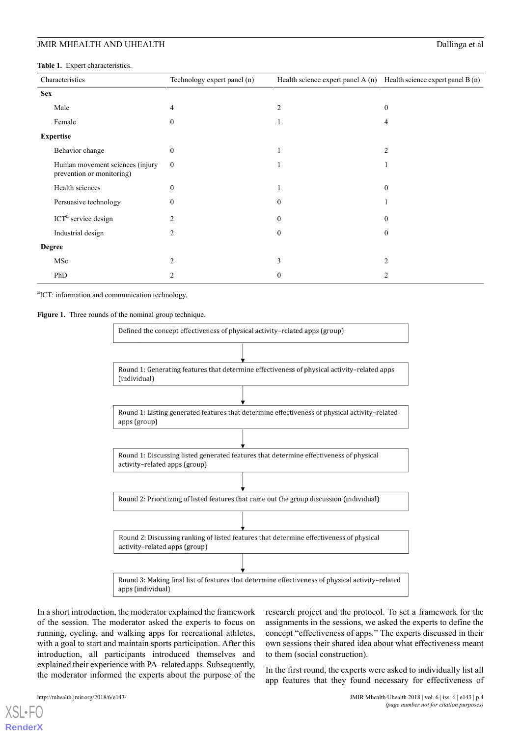**Table 1.** Expert characteristics.

| Characteristics | Technology expert panel (n) | Health science expert panel A (n) | Health science expert panel B (n) |
|---|---|---|---|
| **Sex** | | | |
| Male | 4 | 2 | 0 |
| Female | 0 | 1 | 4 |
| **Expertise** | | | |
| Behavior change | 0 | 1 | 2 |
| Human movement sciences (injury prevention or monitoring) | 0 | 1 | 1 |
| Health sciences | 0 | 1 | 0 |
| Persuasive technology | 0 | 0 | 1 |
| ICT[a] service design | 2 | 0 | 0 |
| Industrial design | 2 | 0 | 0 |
| **Degree** | | | |
| MSc | 2 | 3 | 2 |
| PhD | 2 | 0 | 2 |

[a]ICT: information and communication technology.

**Figure 1.** Three rounds of the nominal group technique.

Defined the concept effectiveness of physical activity-related apps (group)

↓

Round 1: Generating features that determine effectiveness of physical activity-related apps (individual)

↓

Round 1: Listing generated features that determine effectiveness of physical activity-related apps (group)

↓

Round 1: Discussing listed generated features that determine effectiveness of physical activity-related apps (group)

↓

Round 2: Prioritizing of listed features that came out the group discussion (individual)

↓

Round 2: Discussing ranking of listed features that determine effectiveness of physical activity-related apps (group)

↓

Round 3: Making final list of features that determine effectiveness of physical activity-related apps (individual)

In a short introduction, the moderator explained the framework of the session. The moderator asked the experts to focus on running, cycling, and walking apps for recreational athletes, with a goal to start and maintain sports participation. After this introduction, all participants introduced themselves and explained their experience with PA–related apps. Subsequently, the moderator informed the experts about the purpose of the research project and the protocol. To set a framework for the assignments in the sessions, we asked the experts to define the concept "effectiveness of apps." The experts discussed in their own sessions their shared idea about what effectiveness meant to them (social construction).

In the first round, the experts were asked to individually list all app features that they found necessary for effectiveness of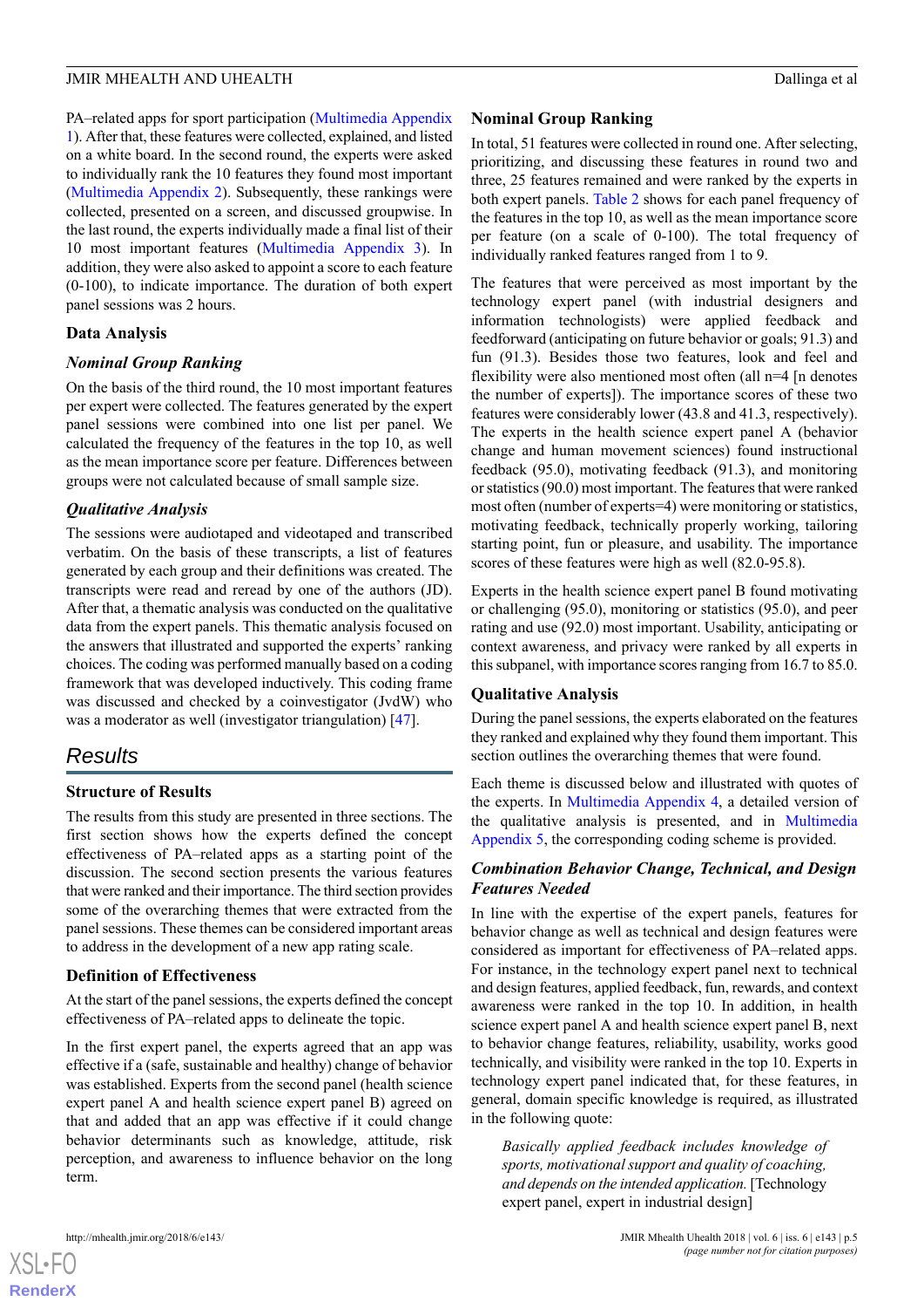PA–related apps for sport participation (Multimedia Appendix 1). After that, these features were collected, explained, and listed on a white board. In the second round, the experts were asked to individually rank the 10 features they found most important (Multimedia Appendix 2). Subsequently, these rankings were collected, presented on a screen, and discussed groupwise. In the last round, the experts individually made a final list of their 10 most important features (Multimedia Appendix 3). In addition, they were also asked to appoint a score to each feature (0-100), to indicate importance. The duration of both expert panel sessions was 2 hours.

### Data Analysis

#### *Nominal Group Ranking*

On the basis of the third round, the 10 most important features per expert were collected. The features generated by the expert panel sessions were combined into one list per panel. We calculated the frequency of the features in the top 10, as well as the mean importance score per feature. Differences between groups were not calculated because of small sample size.

#### *Qualitative Analysis*

The sessions were audiotaped and videotaped and transcribed verbatim. On the basis of these transcripts, a list of features generated by each group and their definitions was created. The transcripts were read and reread by one of the authors (JD). After that, a thematic analysis was conducted on the qualitative data from the expert panels. This thematic analysis focused on the answers that illustrated and supported the experts' ranking choices. The coding was performed manually based on a coding framework that was developed inductively. This coding frame was discussed and checked by a coinvestigator (JvdW) who was a moderator as well (investigator triangulation) [47].

## Results

### Structure of Results

The results from this study are presented in three sections. The first section shows how the experts defined the concept effectiveness of PA–related apps as a starting point of the discussion. The second section presents the various features that were ranked and their importance. The third section provides some of the overarching themes that were extracted from the panel sessions. These themes can be considered important areas to address in the development of a new app rating scale.

### Definition of Effectiveness

At the start of the panel sessions, the experts defined the concept effectiveness of PA–related apps to delineate the topic.

In the first expert panel, the experts agreed that an app was effective if a (safe, sustainable and healthy) change of behavior was established. Experts from the second panel (health science expert panel A and health science expert panel B) agreed on that and added that an app was effective if it could change behavior determinants such as knowledge, attitude, risk perception, and awareness to influence behavior on the long term.

### Nominal Group Ranking

In total, 51 features were collected in round one. After selecting, prioritizing, and discussing these features in round two and three, 25 features remained and were ranked by the experts in both expert panels. Table 2 shows for each panel frequency of the features in the top 10, as well as the mean importance score per feature (on a scale of 0-100). The total frequency of individually ranked features ranged from 1 to 9.

The features that were perceived as most important by the technology expert panel (with industrial designers and information technologists) were applied feedback and feedforward (anticipating on future behavior or goals; 91.3) and fun (91.3). Besides those two features, look and feel and flexibility were also mentioned most often (all n=4 [n denotes the number of experts]). The importance scores of these two features was considerably lower (43.8 and 41.3, respectively). The experts in the health science expert panel A (behavior change and human movement sciences) found instructional feedback (95.0), motivating feedback (91.3), and monitoring or statistics (90.0) most important. The features that were ranked most often (number of experts=4) were monitoring or statistics, motivating feedback, technically properly working, tailoring starting point, fun or pleasure, and usability. The importance scores of these features were high as well (82.0-95.8).

Experts in the health science expert panel B found motivating or challenging (95.0), monitoring or statistics (95.0), and peer rating and use (92.0) most important. Usability, anticipating or context awareness, and privacy were ranked by all experts in this subpanel, with importance scores ranging from 16.7 to 85.0.

### Qualitative Analysis

During the panel sessions, the experts elaborated on the features they ranked and explained why they found them important. This section outlines the overarching themes that were found.

Each theme is discussed below and illustrated with quotes of the experts. In Multimedia Appendix 4, a detailed version of the qualitative analysis is presented, and in Multimedia Appendix 5, the corresponding coding scheme is provided.

#### *Combination Behavior Change, Technical, and Design Features Needed*

In line with the expertise of the expert panels, features for behavior change as well as technical and design features were considered as important for effectiveness of PA–related apps. For instance, in the technology expert panel next to technical and design features, applied feedback, fun, rewards, and context awareness were ranked in the top 10. In addition, in health science expert panel A and health science expert panel B, next to behavior change features, reliability, usability, works good technically, and visibility were ranked in the top 10. Experts in technology expert panel indicated that, for these features, in general, domain specific knowledge is required, as illustrated in the following quote:

> *Basically applied feedback includes knowledge of sports, motivational support and quality of coaching, and depends on the intended application.* [Technology expert panel, expert in industrial design]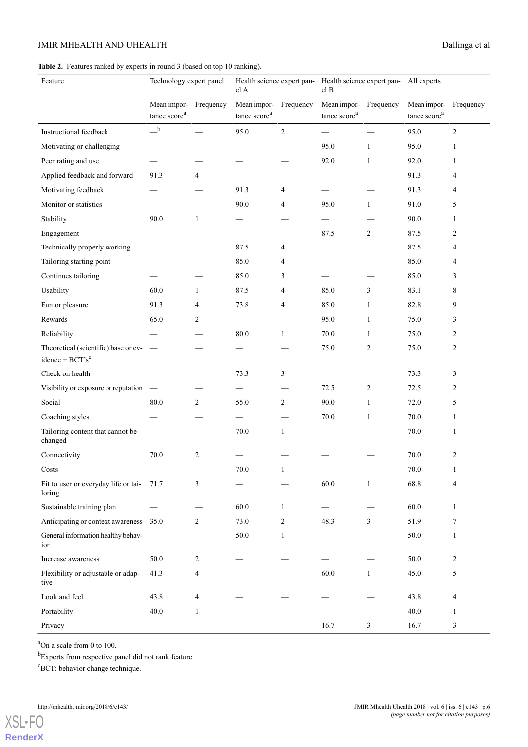**Table 2.** Features ranked by experts in round 3 (based on top 10 ranking).

| Feature | Technology expert panel | | Health science expert panel A | | Health science expert panel B | | All experts | |
|---|---|---|---|---|---|---|---|---|
| | Mean importance score[a] | Frequency | Mean importance score[a] | Frequency | Mean importance score[a] | Frequency | Mean importance score[a] | Frequency |
| Instructional feedback | —[b] | — | 95.0 | 2 | — | — | 95.0 | 2 |
| Motivating or challenging | — | — | — | — | 95.0 | 1 | 95.0 | 1 |
| Peer rating and use | — | — | — | — | 92.0 | 1 | 92.0 | 1 |
| Applied feedback and forward | 91.3 | 4 | — | — | — | — | 91.3 | 4 |
| Motivating feedback | — | — | 91.3 | 4 | — | — | 91.3 | 4 |
| Monitor or statistics | — | — | 90.0 | 4 | 95.0 | 1 | 91.0 | 5 |
| Stability | 90.0 | 1 | — | — | — | — | 90.0 | 1 |
| Engagement | — | — | — | — | 87.5 | 2 | 87.5 | 2 |
| Technically properly working | — | — | 87.5 | 4 | — | — | 87.5 | 4 |
| Tailoring starting point | — | — | 85.0 | 4 | — | — | 85.0 | 4 |
| Continues tailoring | — | — | 85.0 | 3 | — | — | 85.0 | 3 |
| Usability | 60.0 | 1 | 87.5 | 4 | 85.0 | 3 | 83.1 | 8 |
| Fun or pleasure | 91.3 | 4 | 73.8 | 4 | 85.0 | 1 | 82.8 | 9 |
| Rewards | 65.0 | 2 | — | — | 95.0 | 1 | 75.0 | 3 |
| Reliability | — | — | 80.0 | 1 | 70.0 | 1 | 75.0 | 2 |
| Theoretical (scientific) base or evidence + BCT's[c] | — | — | — | — | 75.0 | 2 | 75.0 | 2 |
| Check on health | — | — | 73.3 | 3 | — | — | 73.3 | 3 |
| Visibility or exposure or reputation | — | — | — | — | 72.5 | 2 | 72.5 | 2 |
| Social | 80.0 | 2 | 55.0 | 2 | 90.0 | 1 | 72.0 | 5 |
| Coaching styles | — | — | — | — | 70.0 | 1 | 70.0 | 1 |
| Tailoring content that cannot be changed | — | — | 70.0 | 1 | — | — | 70.0 | 1 |
| Connectivity | 70.0 | 2 | — | — | — | — | 70.0 | 2 |
| Costs | — | — | 70.0 | 1 | — | — | 70.0 | 1 |
| Fit to user or everyday life or tailoring | 71.7 | 3 | — | — | 60.0 | 1 | 68.8 | 4 |
| Sustainable training plan | — | — | 60.0 | 1 | — | — | 60.0 | 1 |
| Anticipating or context awareness | 35.0 | 2 | 73.0 | 2 | 48.3 | 3 | 51.9 | 7 |
| General information healthy behavior | — | — | 50.0 | 1 | — | — | 50.0 | 1 |
| Increase awareness | 50.0 | 2 | — | — | — | — | 50.0 | 2 |
| Flexibility or adjustable or adaptive | 41.3 | 4 | — | — | 60.0 | 1 | 45.0 | 5 |
| Look and feel | 43.8 | 4 | — | — | — | — | 43.8 | 4 |
| Portability | 40.0 | 1 | — | — | — | — | 40.0 | 1 |
| Privacy | — | — | — | — | 16.7 | 3 | 16.7 | 3 |

[a]On a scale from 0 to 100.

[b]Experts from respective panel did not rank feature.

[c]BCT: behavior change technique.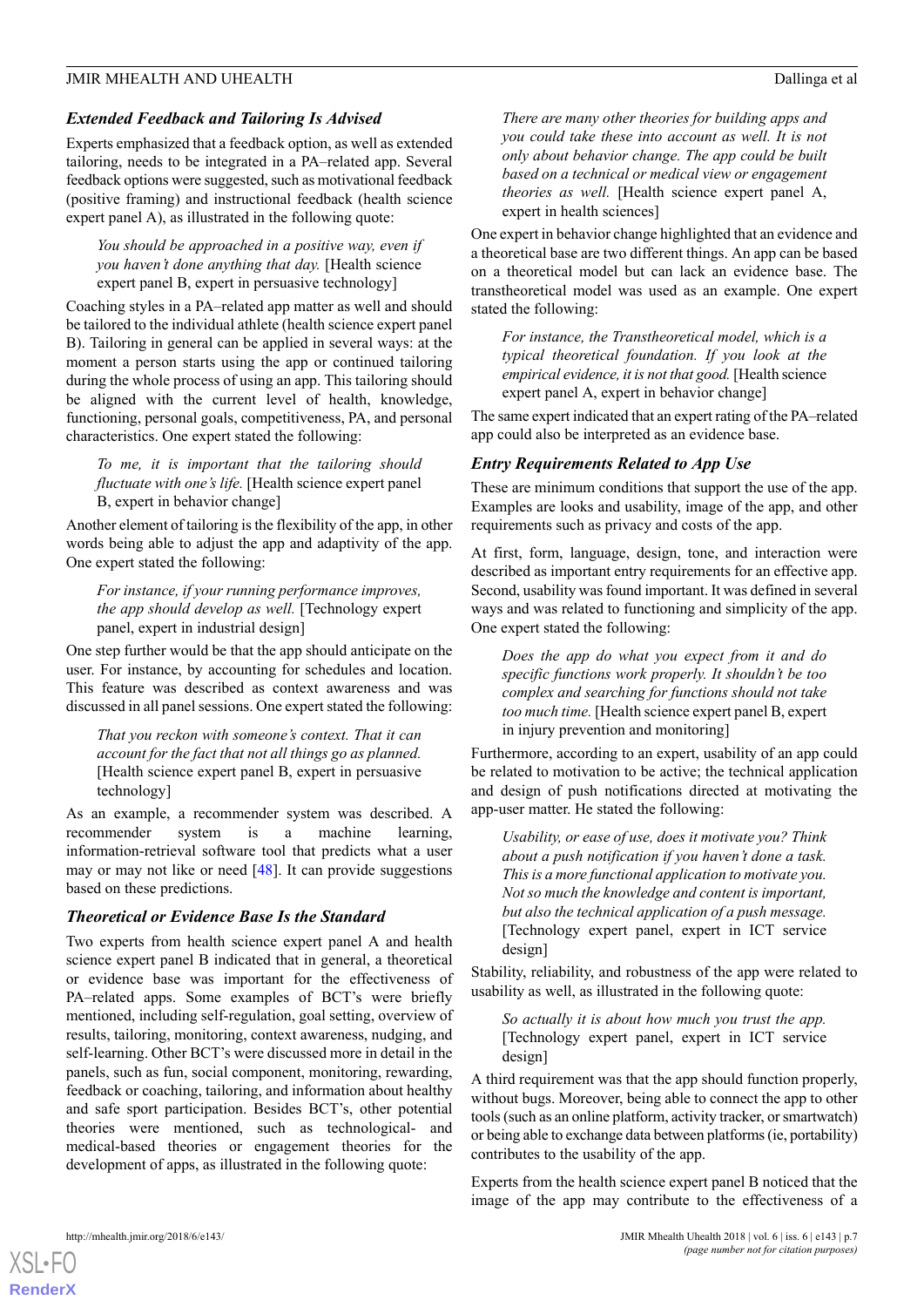### *Extended Feedback and Tailoring Is Advised*

Experts emphasized that a feedback option, as well as extended tailoring, needs to be integrated in a PA–related app. Several feedback options were suggested, such as motivational feedback (positive framing) and instructional feedback (health science expert panel A), as illustrated in the following quote:

> *You should be approached in a positive way, even if you haven't done anything that day.* [Health science expert panel B, expert in persuasive technology]

Coaching styles in a PA–related app matter as well and should be tailored to the individual athlete (health science expert panel B). Tailoring in general can be applied in several ways: at the moment a person starts using the app or continued tailoring during the whole process of using an app. This tailoring should be aligned with the current level of health, knowledge, functioning, personal goals, competitiveness, PA, and personal characteristics. One expert stated the following:

> *To me, it is important that the tailoring should fluctuate with one's life.* [Health science expert panel B, expert in behavior change]

Another element of tailoring is the flexibility of the app, in other words being able to adjust the app and adaptivity of the app. One expert stated the following:

> *For instance, if your running performance improves, the app should develop as well.* [Technology expert panel, expert in industrial design]

One step further would be that the app should anticipate on the user. For instance, by accounting for schedules and location. This feature was described as context awareness and was discussed in all panel sessions. One expert stated the following:

> *That you reckon with someone's context. That it can account for the fact that not all things go as planned.* [Health science expert panel B, expert in persuasive technology]

As an example, a recommender system was described. A recommender system is a machine learning, information-retrieval software tool that predicts what a user may or may not like or need [48]. It can provide suggestions based on these predictions.

### *Theoretical or Evidence Base Is the Standard*

Two experts from health science expert panel A and health science expert panel B indicated that in general, a theoretical or evidence base was important for the effectiveness of PA–related apps. Some examples of BCT's were briefly mentioned, including self-regulation, goal setting, overview of results, tailoring, monitoring, context awareness, nudging, and self-learning. Other BCT's were discussed more in detail in the panels, such as fun, social component, monitoring, rewarding, feedback or coaching, tailoring, and information about healthy and safe sport participation. Besides BCT's, other potential theories were mentioned, such as technological- and medical-based theories or engagement theories for the development of apps, as illustrated in the following quote:

> *There are many other theories for building apps and you could take these into account as well. It is not only about behavior change. The app could be built based on a technical or medical view or engagement theories as well.* [Health science expert panel A, expert in health sciences]

One expert in behavior change highlighted that an evidence and a theoretical base are two different things. An app can be based on a theoretical model but can lack an evidence base. The transtheoretical model was used as an example. One expert stated the following:

> *For instance, the Transtheoretical model, which is a typical theoretical foundation. If you look at the empirical evidence, it is not that good.* [Health science expert panel A, expert in behavior change]

The same expert indicated that an expert rating of the PA–related app could also be interpreted as an evidence base.

### *Entry Requirements Related to App Use*

These are minimum conditions that support the use of the app. Examples are looks and usability, image of the app, and other requirements such as privacy and costs of the app.

At first, form, language, design, tone, and interaction were described as important entry requirements for an effective app. Second, usability was found important. It was defined in several ways and was related to functioning and simplicity of the app. One expert stated the following:

> *Does the app do what you expect from it and do specific functions work properly. It shouldn't be too complex and searching for functions should not take too much time.* [Health science expert panel B, expert in injury prevention and monitoring]

Furthermore, according to an expert, usability of an app could be related to motivation to be active; the technical application and design of push notifications directed at motivating the app-user matter. He stated the following:

> *Usability, or ease of use, does it motivate you? Think about a push notification if you haven't done a task. This is a more functional application to motivate you. Not so much the knowledge and content is important, but also the technical application of a push message.* [Technology expert panel, expert in ICT service design]

Stability, reliability, and robustness of the app were related to usability as well, as illustrated in the following quote:

> *So actually it is about how much you trust the app.* [Technology expert panel, expert in ICT service design]

A third requirement was that the app should function properly, without bugs. Moreover, being able to connect the app to other tools (such as an online platform, activity tracker, or smartwatch) or being able to exchange data between platforms (ie, portability) contributes to the usability of the app.

Experts from the health science expert panel B noticed that the image of the app may contribute to the effectiveness of a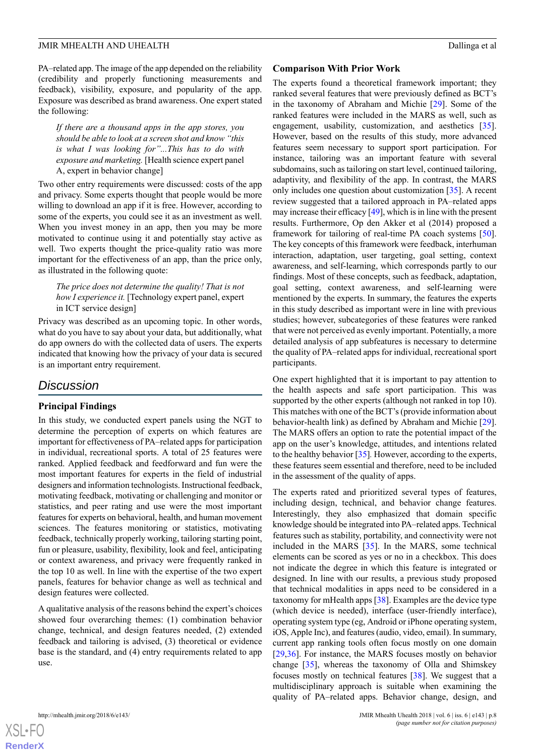PA–related app. The image of the app depended on the reliability (credibility and properly functioning measurements and feedback), visibility, exposure, and popularity of the app. Exposure was described as brand awareness. One expert stated the following:

> *If there are a thousand apps in the app stores, you should be able to look at a screen shot and know "this is what I was looking for"...This has to do with exposure and marketing.* [Health science expert panel A, expert in behavior change]

Two other entry requirements were discussed: costs of the app and privacy. Some experts thought that people would be more willing to download an app if it is free. However, according to some of the experts, you could see it as an investment as well. When you invest money in an app, then you may be more motivated to continue using it and potentially stay active as well. Two experts thought the price-quality ratio was more important for the effectiveness of an app, than the price only, as illustrated in the following quote:

> *The price does not determine the quality! That is not how I experience it.* [Technology expert panel, expert in ICT service design]

Privacy was described as an upcoming topic. In other words, what do you have to say about your data, but additionally, what do app owners do with the collected data of users. The experts indicated that knowing how the privacy of your data is secured is an important entry requirement.

## Discussion

### Principal Findings

In this study, we conducted expert panels using the NGT to determine the perception of experts on which features are important for effectiveness of PA–related apps for participation in individual, recreational sports. A total of 25 features were ranked. Applied feedback and feedforward and fun were the most important features for experts in the field of industrial designers and information technologists. Instructional feedback, motivating feedback, motivating or challenging and monitor or statistics, and peer rating and use were the most important features for experts on behavioral, health, and human movement sciences. The features monitoring or statistics, motivating feedback, technically properly working, tailoring starting point, fun or pleasure, usability, flexibility, look and feel, anticipating or context awareness, and privacy were frequently ranked in the top 10 as well. In line with the expertise of the two expert panels, features for behavior change as well as technical and design features were collected.

A qualitative analysis of the reasons behind the expert's choices showed four overarching themes: (1) combination behavior change, technical, and design features needed, (2) extended feedback and tailoring is advised, (3) theoretical or evidence base is the standard, and (4) entry requirements related to app use.

### Comparison With Prior Work

The experts found a theoretical framework important; they ranked several features that were previously defined as BCT's in the taxonomy of Abraham and Michie [29]. Some of the ranked features were included in the MARS as well, such as engagement, usability, customization, and aesthetics [35]. However, based on the results of this study, more advanced features seem necessary to support sport participation. For instance, tailoring was an important feature with several subdomains, such as tailoring on start level, continued tailoring, adaptivity, and flexibility of the app. In contrast, the MARS only includes one question about customization [35]. A recent review suggested that a tailored approach in PA–related apps may increase their efficacy [49], which is in line with the present results. Furthermore, Op den Akker et al (2014) proposed a framework for tailoring of real-time PA coach systems [50]. The key concepts of this framework were feedback, interhuman interaction, adaptation, user targeting, goal setting, context awareness, and self-learning, which corresponds partly to our findings. Most of these concepts, such as feedback, adaptation, goal setting, context awareness, and self-learning were mentioned by the experts. In summary, the features the experts in this study described as important were in line with previous studies; however, subcategories of these features were ranked that were not perceived as evenly important. Potentially, a more detailed analysis of app subfeatures is necessary to determine the quality of PA–related apps for individual, recreational sport participants.

One expert highlighted that it is important to pay attention to the health aspects and safe sport participation. This was supported by the other experts (although not ranked in top 10). This matches with one of the BCT's (provide information about behavior-health link) as defined by Abraham and Michie [29]. The MARS offers an option to rate the potential impact of the app on the user's knowledge, attitudes, and intentions related to the healthy behavior [35]. However, according to the experts, these features seem essential and therefore, need to be included in the assessment of the quality of apps.

The experts rated and prioritized several types of features, including design, technical, and behavior change features. Interestingly, they also emphasized that domain specific knowledge should be integrated into PA–related apps. Technical features such as stability, portability, and connectivity were not included in the MARS [35]. In the MARS, some technical elements can be scored as yes or no in a checkbox. This does not indicate the degree in which this feature is integrated or designed. In line with our results, a previous study proposed that technical modalities in apps need to be considered in a taxonomy for mHealth apps [38]. Examples are the device type (which device is needed), interface (user-friendly interface), operating system type (eg, Android or iPhone operating system, iOS, Apple Inc), and features (audio, video, email). In summary, current app ranking tools often focus mostly on one domain [29,36]. For instance, the MARS focuses mostly on behavior change [35], whereas the taxonomy of Olla and Shimskey focuses mostly on technical features [38]. We suggest that a multidisciplinary approach is suitable when examining the quality of PA–related apps. Behavior change, design, and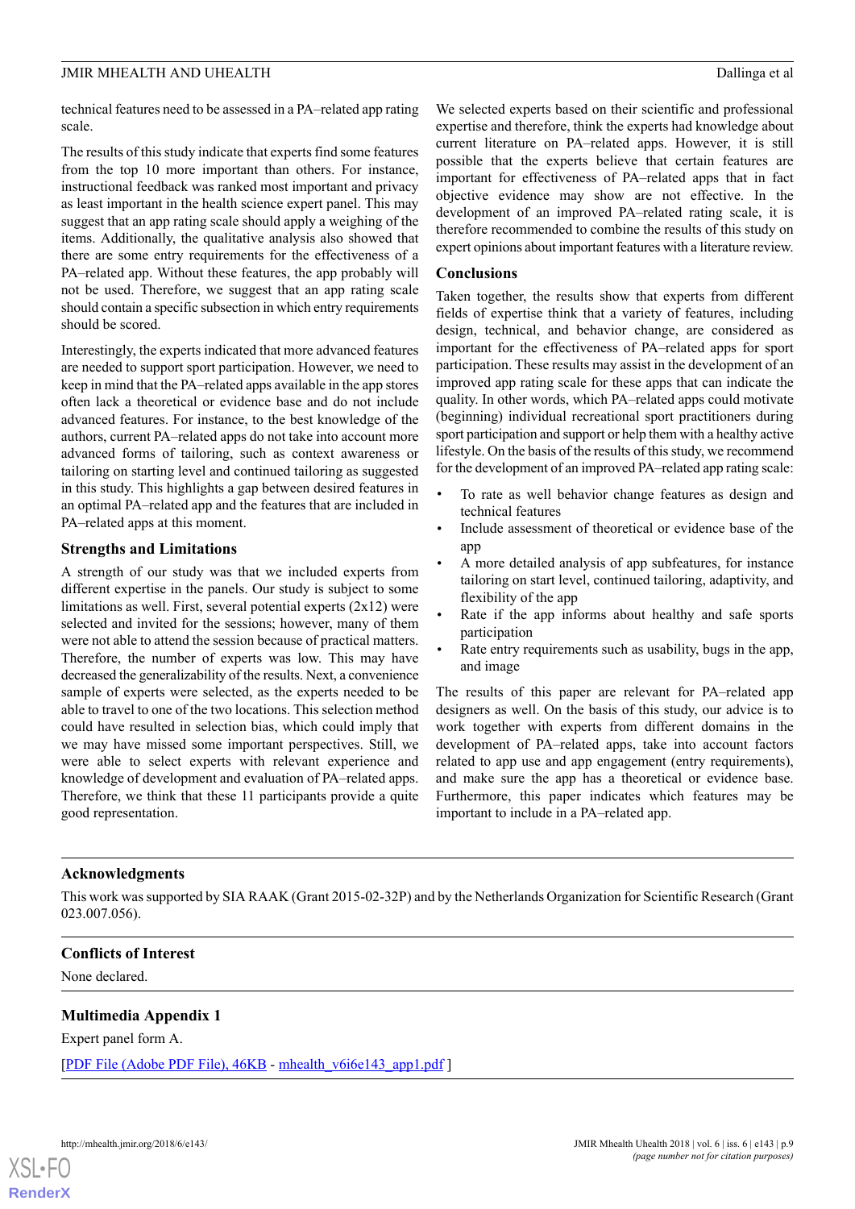technical features need to be assessed in a PA–related app rating scale.

The results of this study indicate that experts find some features from the top 10 more important than others. For instance, instructional feedback was ranked most important and privacy as least important in the health science expert panel. This may suggest that an app rating scale should apply a weighing of the items. Additionally, the qualitative analysis also showed that there are some entry requirements for the effectiveness of a PA–related app. Without these features, the app probably will not be used. Therefore, we suggest that an app rating scale should contain a specific subsection in which entry requirements should be scored.

Interestingly, the experts indicated that more advanced features are needed to support sport participation. However, we need to keep in mind that the PA–related apps available in the app stores often lack a theoretical or evidence base and do not include advanced features. For instance, to the best knowledge of the authors, current PA–related apps do not take into account more advanced forms of tailoring, such as context awareness or tailoring on starting level and continued tailoring as suggested in this study. This highlights a gap between desired features in an optimal PA–related app and the features that are included in PA–related apps at this moment.

### Strengths and Limitations

A strength of our study was that we included experts from different expertise in the panels. Our study is subject to some limitations as well. First, several potential experts (2x12) were selected and invited for the sessions; however, many of them were not able to attend the session because of practical matters. Therefore, the number of experts was low. This may have decreased the generalizability of the results. Next, a convenience sample of experts were selected, as the experts needed to be able to travel to one of the two locations. This selection method could have resulted in selection bias, which could imply that we may have missed some important perspectives. Still, we were able to select experts with relevant experience and knowledge of development and evaluation of PA–related apps. Therefore, we think that these 11 participants provide a quite good representation.

We selected experts based on their scientific and professional expertise and therefore, think the experts had knowledge about current literature on PA–related apps. However, it is still possible that the experts believe that certain features are important for effectiveness of PA–related apps that in fact objective evidence may show are not effective. In the development of an improved PA–related rating scale, it is therefore recommended to combine the results of this study on expert opinions about important features with a literature review.

### Conclusions

Taken together, the results show that experts from different fields of expertise think that a variety of features, including design, technical, and behavior change, are considered as important for the effectiveness of PA–related apps for sport participation. These results may assist in the development of an improved app rating scale for these apps that can indicate the quality. In other words, which PA–related apps could motivate (beginning) individual recreational sport practitioners during sport participation and support or help them with a healthy active lifestyle. On the basis of the results of this study, we recommend for the development of an improved PA–related app rating scale:

- To rate as well behavior change features as design and technical features
- Include assessment of theoretical or evidence base of the app
- A more detailed analysis of app subfeatures, for instance tailoring on start level, continued tailoring, adaptivity, and flexibility of the app
- Rate if the app informs about healthy and safe sports participation
- Rate entry requirements such as usability, bugs in the app, and image

The results of this paper are relevant for PA–related app designers as well. On the basis of this study, our advice is to work together with experts from different domains in the development of PA–related apps, take into account factors related to app use and app engagement (entry requirements), and make sure the app has a theoretical or evidence base. Furthermore, this paper indicates which features may be important to include in a PA–related app.

### Acknowledgments

This work was supported by SIA RAAK (Grant 2015-02-32P) and by the Netherlands Organization for Scientific Research (Grant 023.007.056).

### Conflicts of Interest

None declared.

### Multimedia Appendix 1

Expert panel form A.

[PDF File (Adobe PDF File), 46KB - mhealth_v6i6e143_app1.pdf ]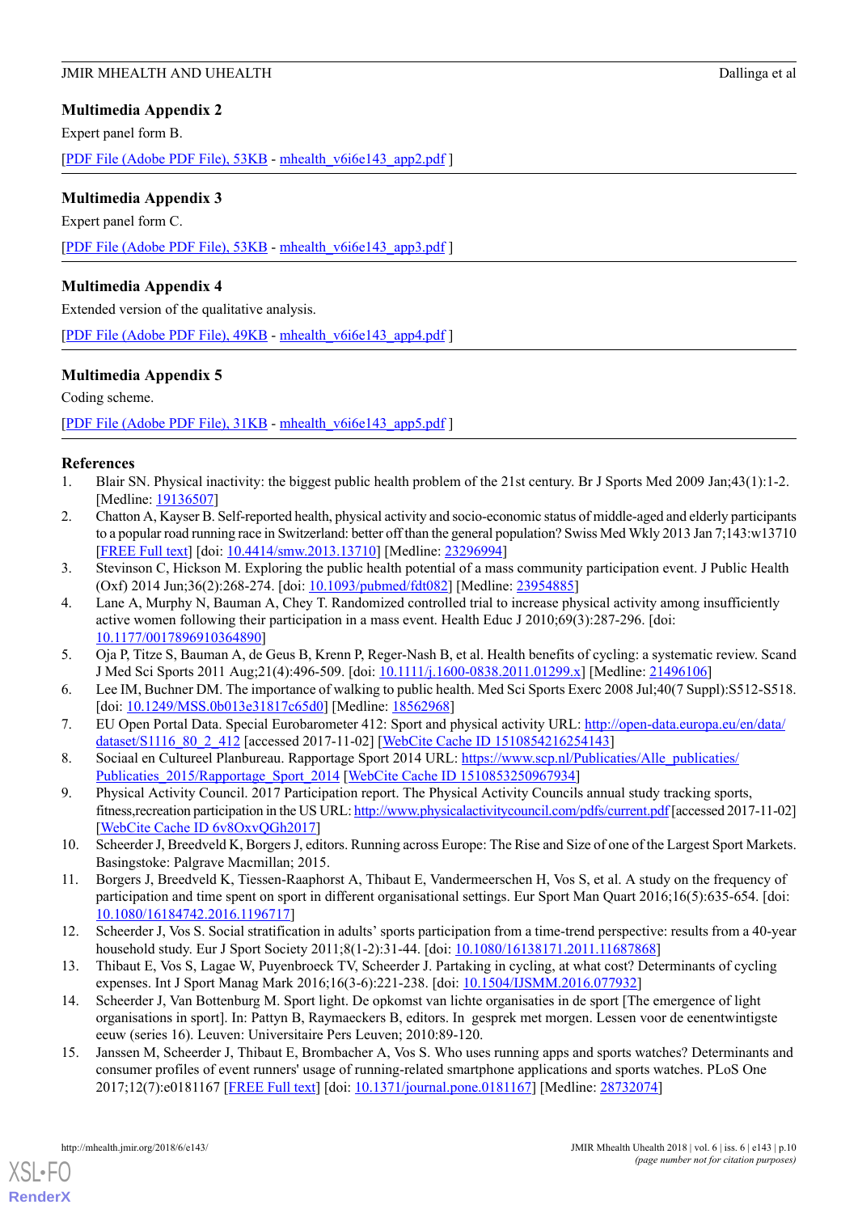## Multimedia Appendix 2

Expert panel form B.

[PDF File (Adobe PDF File), 53KB - mhealth_v6i6e143_app2.pdf ]

## Multimedia Appendix 3

Expert panel form C.

[PDF File (Adobe PDF File), 53KB - mhealth_v6i6e143_app3.pdf ]

## Multimedia Appendix 4

Extended version of the qualitative analysis.

[PDF File (Adobe PDF File), 49KB - mhealth_v6i6e143_app4.pdf ]

## Multimedia Appendix 5

Coding scheme.

[PDF File (Adobe PDF File), 31KB - mhealth_v6i6e143_app5.pdf ]

## References

1. Blair SN. Physical inactivity: the biggest public health problem of the 21st century. Br J Sports Med 2009 Jan;43(1):1-2. [Medline: 19136507]
2. Chatton A, Kayser B. Self-reported health, physical activity and socio-economic status of middle-aged and elderly participants to a popular road running race in Switzerland: better off than the general population? Swiss Med Wkly 2013 Jan 7;143:w13710 [FREE Full text] [doi: 10.4414/smw.2013.13710] [Medline: 23296994]
3. Stevinson C, Hickson M. Exploring the public health potential of a mass community participation event. J Public Health (Oxf) 2014 Jun;36(2):268-274. [doi: 10.1093/pubmed/fdt082] [Medline: 23954885]
4. Lane A, Murphy N, Bauman A, Chey T. Randomized controlled trial to increase physical activity among insufficiently active women following their participation in a mass event. Health Educ J 2010;69(3):287-296. [doi: 10.1177/0017896910364890]
5. Oja P, Titze S, Bauman A, de Geus B, Krenn P, Reger-Nash B, et al. Health benefits of cycling: a systematic review. Scand J Med Sci Sports 2011 Aug;21(4):496-509. [doi: 10.1111/j.1600-0838.2011.01299.x] [Medline: 21496106]
6. Lee IM, Buchner DM. The importance of walking to public health. Med Sci Sports Exerc 2008 Jul;40(7 Suppl):S512-S518. [doi: 10.1249/MSS.0b013e31817c65d0] [Medline: 18562968]
7. EU Open Portal Data. Special Eurobarometer 412: Sport and physical activity URL: http://open-data.europa.eu/en/data/dataset/S1116_80_2_412 [accessed 2017-11-02] [WebCite Cache ID 1510854216254143]
8. Sociaal en Cultureel Planbureau. Rapportage Sport 2014 URL: https://www.scp.nl/Publicaties/Alle_publicaties/Publicaties_2015/Rapportage_Sport_2014 [WebCite Cache ID 1510853250967934]
9. Physical Activity Council. 2017 Participation report. The Physical Activity Councils annual study tracking sports, fitness,recreation participation in the US URL: http://www.physicalactivitycouncil.com/pdfs/current.pdf [accessed 2017-11-02] [WebCite Cache ID 6v8OxvQGh2017]
10. Scheerder J, Breedveld K, Borgers J, editors. Running across Europe: The Rise and Size of one of the Largest Sport Markets. Basingstoke: Palgrave Macmillan; 2015.
11. Borgers J, Breedveld K, Tiessen-Raaphorst A, Thibaut E, Vandermeerschen H, Vos S, et al. A study on the frequency of participation and time spent on sport in different organisational settings. Eur Sport Man Quart 2016;16(5):635-654. [doi: 10.1080/16184742.2016.1196717]
12. Scheerder J, Vos S. Social stratification in adults' sports participation from a time-trend perspective: results from a 40-year household study. Eur J Sport Society 2011;8(1-2):31-44. [doi: 10.1080/16138171.2011.11687868]
13. Thibaut E, Vos S, Lagae W, Puyenbroeck TV, Scheerder J. Partaking in cycling, at what cost? Determinants of cycling expenses. Int J Sport Manag Mark 2016;16(3-6):221-238. [doi: 10.1504/IJSMM.2016.077932]
14. Scheerder J, Van Bottenburg M. Sport light. De opkomst van lichte organisaties in de sport [The emergence of light organisations in sport]. In: Pattyn B, Raymaeckers B, editors. In gesprek met morgen. Lessen voor de eenentwintigste eeuw (series 16). Leuven: Universitaire Pers Leuven; 2010:89-120.
15. Janssen M, Scheerder J, Thibaut E, Brombacher A, Vos S. Who uses running apps and sports watches? Determinants and consumer profiles of event runners' usage of running-related smartphone applications and sports watches. PLoS One 2017;12(7):e0181167 [FREE Full text] [doi: 10.1371/journal.pone.0181167] [Medline: 28732074]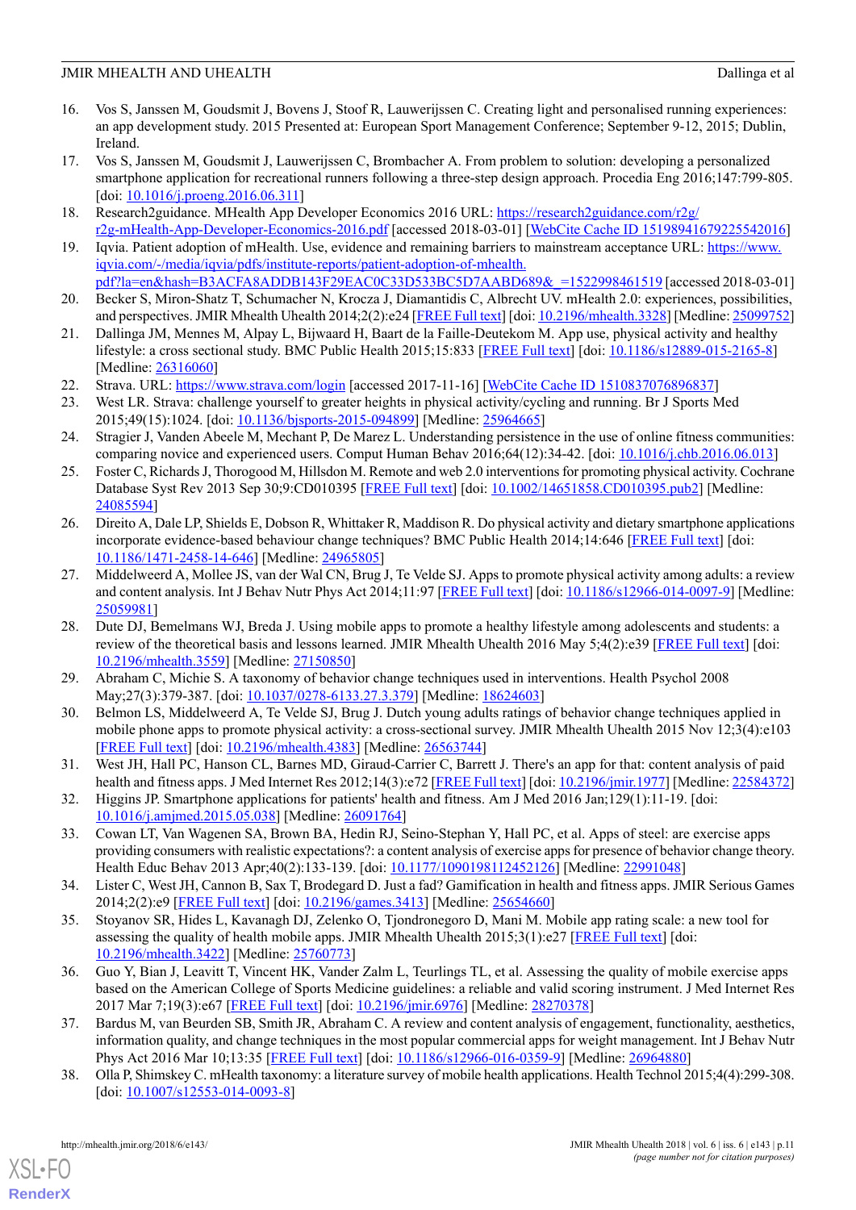16. Vos S, Janssen M, Goudsmit J, Bovens J, Stoof R, Lauwerijssen C. Creating light and personalised running experiences: an app development study. 2015 Presented at: European Sport Management Conference; September 9-12, 2015; Dublin, Ireland.
17. Vos S, Janssen M, Goudsmit J, Lauwerijssen C, Brombacher A. From problem to solution: developing a personalized smartphone application for recreational runners following a three-step design approach. Procedia Eng 2016;147:799-805. [doi: 10.1016/j.proeng.2016.06.311]
18. Research2guidance. MHealth App Developer Economics 2016 URL: https://research2guidance.com/r2g/r2g-mHealth-App-Developer-Economics-2016.pdf [accessed 2018-03-01] [WebCite Cache ID 15198941679225542016]
19. Iqvia. Patient adoption of mHealth. Use, evidence and remaining barriers to mainstream acceptance URL: https://www.iqvia.com/-/media/iqvia/pdfs/institute-reports/patient-adoption-of-mhealth.pdf?la=en&hash=B3ACFA8ADDB143F29EAC0C33D533BC5D7AABD689&_=1522998461519 [accessed 2018-03-01]
20. Becker S, Miron-Shatz T, Schumacher N, Krocza J, Diamantidis C, Albrecht UV. mHealth 2.0: experiences, possibilities, and perspectives. JMIR Mhealth Uhealth 2014;2(2):e24 [FREE Full text] [doi: 10.2196/mhealth.3328] [Medline: 25099752]
21. Dallinga JM, Mennes M, Alpay L, Bijwaard H, Baart de la Faille-Deutekom M. App use, physical activity and healthy lifestyle: a cross sectional study. BMC Public Health 2015;15:833 [FREE Full text] [doi: 10.1186/s12889-015-2165-8] [Medline: 26316060]
22. Strava. URL: https://www.strava.com/login [accessed 2017-11-16] [WebCite Cache ID 1510837076896837]
23. West LR. Strava: challenge yourself to greater heights in physical activity/cycling and running. Br J Sports Med 2015;49(15):1024. [doi: 10.1136/bjsports-2015-094899] [Medline: 25964665]
24. Stragier J, Vanden Abeele M, Mechant P, De Marez L. Understanding persistence in the use of online fitness communities: comparing novice and experienced users. Comput Human Behav 2016;64(12):34-42. [doi: 10.1016/j.chb.2016.06.013]
25. Foster C, Richards J, Thorogood M, Hillsdon M. Remote and web 2.0 interventions for promoting physical activity. Cochrane Database Syst Rev 2013 Sep 30;9:CD010395 [FREE Full text] [doi: 10.1002/14651858.CD010395.pub2] [Medline: 24085594]
26. Direito A, Dale LP, Shields E, Dobson R, Whittaker R, Maddison R. Do physical activity and dietary smartphone applications incorporate evidence-based behaviour change techniques? BMC Public Health 2014;14:646 [FREE Full text] [doi: 10.1186/1471-2458-14-646] [Medline: 24965805]
27. Middelweerd A, Mollee JS, van der Wal CN, Brug J, Te Velde SJ. Apps to promote physical activity among adults: a review and content analysis. Int J Behav Nutr Phys Act 2014;11:97 [FREE Full text] [doi: 10.1186/s12966-014-0097-9] [Medline: 25059981]
28. Dute DJ, Bemelmans WJ, Breda J. Using mobile apps to promote a healthy lifestyle among adolescents and students: a review of the theoretical basis and lessons learned. JMIR Mhealth Uhealth 2016 May 5;4(2):e39 [FREE Full text] [doi: 10.2196/mhealth.3559] [Medline: 27150850]
29. Abraham C, Michie S. A taxonomy of behavior change techniques used in interventions. Health Psychol 2008 May;27(3):379-387. [doi: 10.1037/0278-6133.27.3.379] [Medline: 18624603]
30. Belmon LS, Middelweerd A, Te Velde SJ, Brug J. Dutch young adults ratings of behavior change techniques applied in mobile phone apps to promote physical activity: a cross-sectional survey. JMIR Mhealth Uhealth 2015 Nov 12;3(4):e103 [FREE Full text] [doi: 10.2196/mhealth.4383] [Medline: 26563744]
31. West JH, Hall PC, Hanson CL, Barnes MD, Giraud-Carrier C, Barrett J. There's an app for that: content analysis of paid health and fitness apps. J Med Internet Res 2012;14(3):e72 [FREE Full text] [doi: 10.2196/jmir.1977] [Medline: 22584372]
32. Higgins JP. Smartphone applications for patients' health and fitness. Am J Med 2016 Jan;129(1):11-19. [doi: 10.1016/j.amjmed.2015.05.038] [Medline: 26091764]
33. Cowan LT, Van Wagenen SA, Brown BA, Hedin RJ, Seino-Stephan Y, Hall PC, et al. Apps of steel: are exercise apps providing consumers with realistic expectations?: a content analysis of exercise apps for presence of behavior change theory. Health Educ Behav 2013 Apr;40(2):133-139. [doi: 10.1177/1090198112452126] [Medline: 22991048]
34. Lister C, West JH, Cannon B, Sax T, Brodegard D. Just a fad? Gamification in health and fitness apps. JMIR Serious Games 2014;2(2):e9 [FREE Full text] [doi: 10.2196/games.3413] [Medline: 25654660]
35. Stoyanov SR, Hides L, Kavanagh DJ, Zelenko O, Tjondronegoro D, Mani M. Mobile app rating scale: a new tool for assessing the quality of health mobile apps. JMIR Mhealth Uhealth 2015;3(1):e27 [FREE Full text] [doi: 10.2196/mhealth.3422] [Medline: 25760773]
36. Guo Y, Bian J, Leavitt T, Vincent HK, Vander Zalm L, Teurlings TL, et al. Assessing the quality of mobile exercise apps based on the American College of Sports Medicine guidelines: a reliable and valid scoring instrument. J Med Internet Res 2017 Mar 7;19(3):e67 [FREE Full text] [doi: 10.2196/jmir.6976] [Medline: 28270378]
37. Bardus M, van Beurden SB, Smith JR, Abraham C. A review and content analysis of engagement, functionality, aesthetics, information quality, and change techniques in the most popular commercial apps for weight management. Int J Behav Nutr Phys Act 2016 Mar 10;13:35 [FREE Full text] [doi: 10.1186/s12966-016-0359-9] [Medline: 26964880]
38. Olla P, Shimskey C. mHealth taxonomy: a literature survey of mobile health applications. Health Technol 2015;4(4):299-308. [doi: 10.1007/s12553-014-0093-8]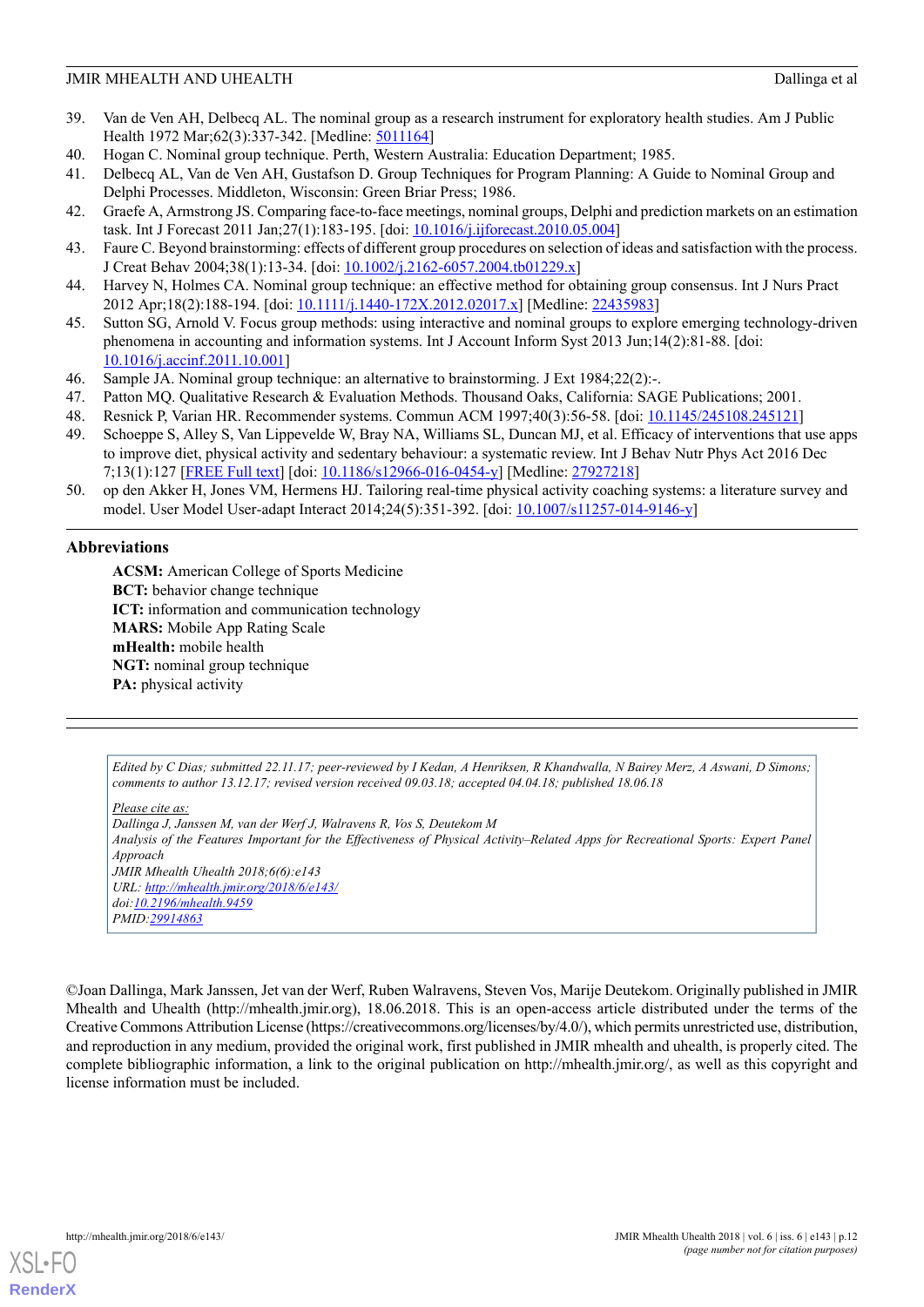39. Van de Ven AH, Delbecq AL. The nominal group as a research instrument for exploratory health studies. Am J Public Health 1972 Mar;62(3):337-342. [Medline: 5011164]
40. Hogan C. Nominal group technique. Perth, Western Australia: Education Department; 1985.
41. Delbecq AL, Van de Ven AH, Gustafson D. Group Techniques for Program Planning: A Guide to Nominal Group and Delphi Processes. Middleton, Wisconsin: Green Briar Press; 1986.
42. Graefe A, Armstrong JS. Comparing face-to-face meetings, nominal groups, Delphi and prediction markets on an estimation task. Int J Forecast 2011 Jan;27(1):183-195. [doi: 10.1016/j.ijforecast.2010.05.004]
43. Faure C. Beyond brainstorming: effects of different group procedures on selection of ideas and satisfaction with the process. J Creat Behav 2004;38(1):13-34. [doi: 10.1002/j.2162-6057.2004.tb01229.x]
44. Harvey N, Holmes CA. Nominal group technique: an effective method for obtaining group consensus. Int J Nurs Pract 2012 Apr;18(2):188-194. [doi: 10.1111/j.1440-172X.2012.02017.x] [Medline: 22435983]
45. Sutton SG, Arnold V. Focus group methods: using interactive and nominal groups to explore emerging technology-driven phenomena in accounting and information systems. Int J Account Inform Syst 2013 Jun;14(2):81-88. [doi: 10.1016/j.accinf.2011.10.001]
46. Sample JA. Nominal group technique: an alternative to brainstorming. J Ext 1984;22(2):-.
47. Patton MQ. Qualitative Research & Evaluation Methods. Thousand Oaks, California: SAGE Publications; 2001.
48. Resnick P, Varian HR. Recommender systems. Commun ACM 1997;40(3):56-58. [doi: 10.1145/245108.245121]
49. Schoeppe S, Alley S, Van Lippevelde W, Bray NA, Williams SL, Duncan MJ, et al. Efficacy of interventions that use apps to improve diet, physical activity and sedentary behaviour: a systematic review. Int J Behav Nutr Phys Act 2016 Dec 7;13(1):127 [FREE Full text] [doi: 10.1186/s12966-016-0454-y] [Medline: 27927218]
50. op den Akker H, Jones VM, Hermens HJ. Tailoring real-time physical activity coaching systems: a literature survey and model. User Model User-adapt Interact 2014;24(5):351-392. [doi: 10.1007/s11257-014-9146-y]

## Abbreviations

**ACSM:** American College of Sports Medicine
**BCT:** behavior change technique
**ICT:** information and communication technology
**MARS:** Mobile App Rating Scale
**mHealth:** mobile health
**NGT:** nominal group technique
**PA:** physical activity

*Edited by C Dias; submitted 22.11.17; peer-reviewed by I Kedan, A Henriksen, R Khandwalla, N Bairey Merz, A Aswani, D Simons; comments to author 13.12.17; revised version received 09.03.18; accepted 04.04.18; published 18.06.18*

*Please cite as:*
*Dallinga J, Janssen M, van der Werf J, Walravens R, Vos S, Deutekom M*
*Analysis of the Features Important for the Effectiveness of Physical Activity–Related Apps for Recreational Sports: Expert Panel Approach*
*JMIR Mhealth Uhealth 2018;6(6):e143*
*URL: http://mhealth.jmir.org/2018/6/e143/*
*doi:10.2196/mhealth.9459*
*PMID:29914863*

©Joan Dallinga, Mark Janssen, Jet van der Werf, Ruben Walravens, Steven Vos, Marije Deutekom. Originally published in JMIR Mhealth and Uhealth (http://mhealth.jmir.org), 18.06.2018. This is an open-access article distributed under the terms of the Creative Commons Attribution License (https://creativecommons.org/licenses/by/4.0/), which permits unrestricted use, distribution, and reproduction in any medium, provided the original work, first published in JMIR mhealth and uhealth, is properly cited. The complete bibliographic information, a link to the original publication on http://mhealth.jmir.org/, as well as this copyright and license information must be included.